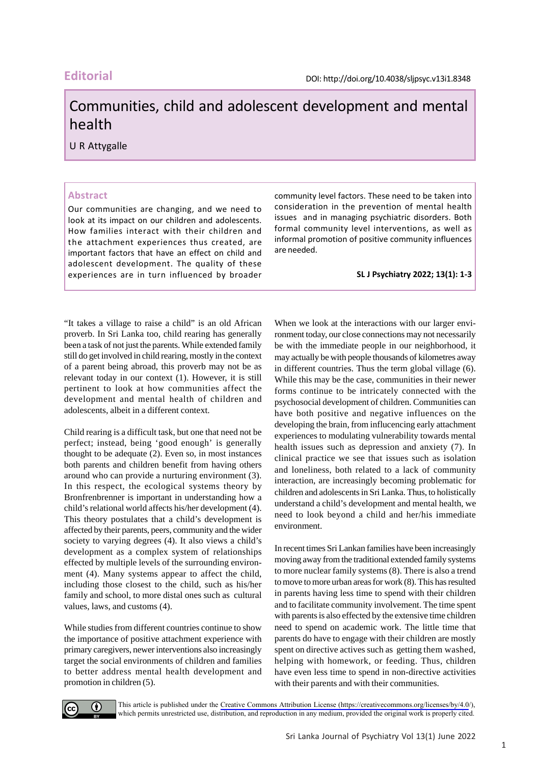Editorial

DOI: http://doi.org/10.4038/sljpsyc.v13i1.8348

# Communities, child and adolescent development and mental health

U R Attygalle

## Abstract

Our communities are changing, and we need to look at its impact on our children and adolescents. How families interact with their children and the attachment experiences thus created, are important factors that have an effect on child and adolescent development. The quality of these experiences are in turn influenced by broader community level factors. These need to be taken into consideration in the prevention of mental health issues and in managing psychiatric disorders. Both formal community level interventions, as well as informal promotion of positive community influences are needed.

**SL J Psychiatry 2022; 13(1): 1-3**

"It takes a village to raise a child" is an old African proverb. In Sri Lanka too, child rearing has generally been a task of not just the parents. While extended family still do get involved in child rearing, mostly in the context of a parent being abroad, this proverb may not be as relevant today in our context (1). However, it is still pertinent to look at how communities affect the development and mental health of children and adolescents, albeit in a different context.

Child rearing is a difficult task, but one that need not be perfect; instead, being 'good enough' is generally thought to be adequate (2). Even so, in most instances both parents and children benefit from having others around who can provide a nurturing environment (3). In this respect, the ecological systems theory by Bronfenbrenner is important in understanding how a child's relational world affects his/her development (4). This theory postulates that a child's development is affected by their parents, peers, community and the wider society to varying degrees (4). It also views a child's development as a complex system of relationships effected by multiple levels of the surrounding environment (4). Many systems appear to affect the child, including those closest to the child, such as his/her family and school, to more distal ones such as cultural values, laws, and customs (4).

While studies from different countries continue to show the importance of positive attachment experience with primary caregivers, newer interventions also increasingly target the social environments of children and families to better address mental health development and promotion in children (5).

When we look at the interactions with our larger environment today, our close connections may not necessarily be with the immediate people in our neighborhood, it may actually be with people thousands of kilometres away in different countries. Thus the term global village (6). While this may be the case, communities in their newer forms continue to be intricately connected with the psychosocial development of children. Communities can have both positive and negative influences on the developing the brain, from influencing early attachment experiences to modulating vulnerability towards mental health issues such as depression and anxiety (7). In clinical practice we see that issues such as isolation and loneliness, both related to a lack of community interaction, are increasingly becoming problematic for children and adolescents in Sri Lanka. Thus, to holistically understand a child's development and mental health, we need to look beyond a child and her/his immediate environment.

In recent times Sri Lankan families have been increasingly moving away from the traditional extended family systems to more nuclear family systems (8). There is also a trend to move to more urban areas for work (8). This has resulted in parents having less time to spend with their children and to facilitate community involvement. The time spent with parents is also effected by the extensive time children need to spend on academic work. The little time that parents do have to engage with their children are mostly spent on directive actives such as getting them washed, helping with homework, or feeding. Thus, children have even less time to spend in non-directive activities with their parents and with their communities.

This article is published under the Creative Commons Attribution License (https://creativecommons.org/licenses/by/4.0/), which permits unrestricted use, distribution, and reproduction in any medium, provided the original work is properly cited.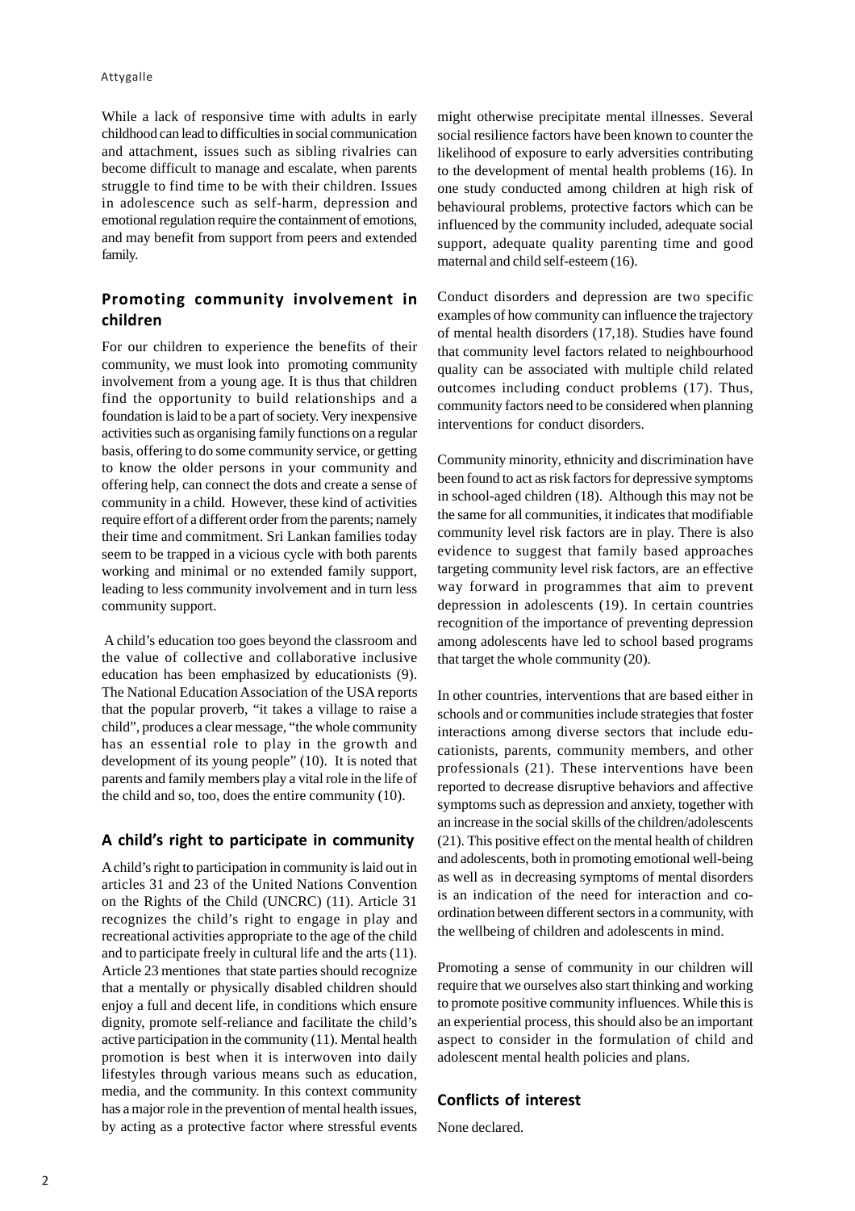While a lack of responsive time with adults in early childhood can lead to difficulties in social communication and attachment, issues such as sibling rivalries can become difficult to manage and escalate, when parents struggle to find time to be with their children. Issues in adolescence such as self-harm, depression and emotional regulation require the containment of emotions, and may benefit from support from peers and extended family.

## Promoting community involvement in children

For our children to experience the benefits of their community, we must look into promoting community involvement from a young age. It is thus that children find the opportunity to build relationships and a foundation is laid to be a part of society. Very inexpensive activities such as organising family functions on a regular basis, offering to do some community service, or getting to know the older persons in your community and offering help, can connect the dots and create a sense of community in a child. However, these kind of activities require effort of a different order from the parents; namely their time and commitment. Sri Lankan families today seem to be trapped in a vicious cycle with both parents working and minimal or no extended family support, leading to less community involvement and in turn less community support.

A child's education too goes beyond the classroom and the value of collective and collaborative inclusive education has been emphasized by educationists (9). The National Education Association of the USA reports that the popular proverb, "it takes a village to raise a child", produces a clear message, "the whole community has an essential role to play in the growth and development of its young people" (10). It is noted that parents and family members play a vital role in the life of the child and so, too, does the entire community (10).

## A child's right to participate in community

A child's right to participation in community is laid out in articles 31 and 23 of the United Nations Convention on the Rights of the Child (UNCRC) (11). Article 31 recognizes the child's right to engage in play and recreational activities appropriate to the age of the child and to participate freely in cultural life and the arts (11). Article 23 mentiones that state parties should recognize that a mentally or physically disabled children should enjoy a full and decent life, in conditions which ensure dignity, promote self-reliance and facilitate the child's active participation in the community (11). Mental health promotion is best when it is interwoven into daily lifestyles through various means such as education, media, and the community. In this context community has a major role in the prevention of mental health issues, by acting as a protective factor where stressful events might otherwise precipitate mental illnesses. Several social resilience factors have been known to counter the likelihood of exposure to early adversities contributing to the development of mental health problems (16). In one study conducted among children at high risk of behavioural problems, protective factors which can be influenced by the community included, adequate social support, adequate quality parenting time and good maternal and child self-esteem (16).

Conduct disorders and depression are two specific examples of how community can influence the trajectory of mental health disorders (17,18). Studies have found that community level factors related to neighbourhood quality can be associated with multiple child related outcomes including conduct problems (17). Thus, community factors need to be considered when planning interventions for conduct disorders.

Community minority, ethnicity and discrimination have been found to act as risk factors for depressive symptoms in school-aged children (18). Although this may not be the same for all communities, it indicates that modifiable community level risk factors are in play. There is also evidence to suggest that family based approaches targeting community level risk factors, are an effective way forward in programmes that aim to prevent depression in adolescents (19). In certain countries recognition of the importance of preventing depression among adolescents have led to school based programs that target the whole community (20).

In other countries, interventions that are based either in schools and or communities include strategies that foster interactions among diverse sectors that include educationists, parents, community members, and other professionals (21). These interventions have been reported to decrease disruptive behaviors and affective symptoms such as depression and anxiety, together with an increase in the social skills of the children/adolescents (21). This positive effect on the mental health of children and adolescents, both in promoting emotional well-being as well as in decreasing symptoms of mental disorders is an indication of the need for interaction and co-ordination between different sectors in a community, with the wellbeing of children and adolescents in mind.

Promoting a sense of community in our children will require that we ourselves also start thinking and working to promote positive community influences. While this is an experiential process, this should also be an important aspect to consider in the formulation of child and adolescent mental health policies and plans.

## Conflicts of interest

None declared.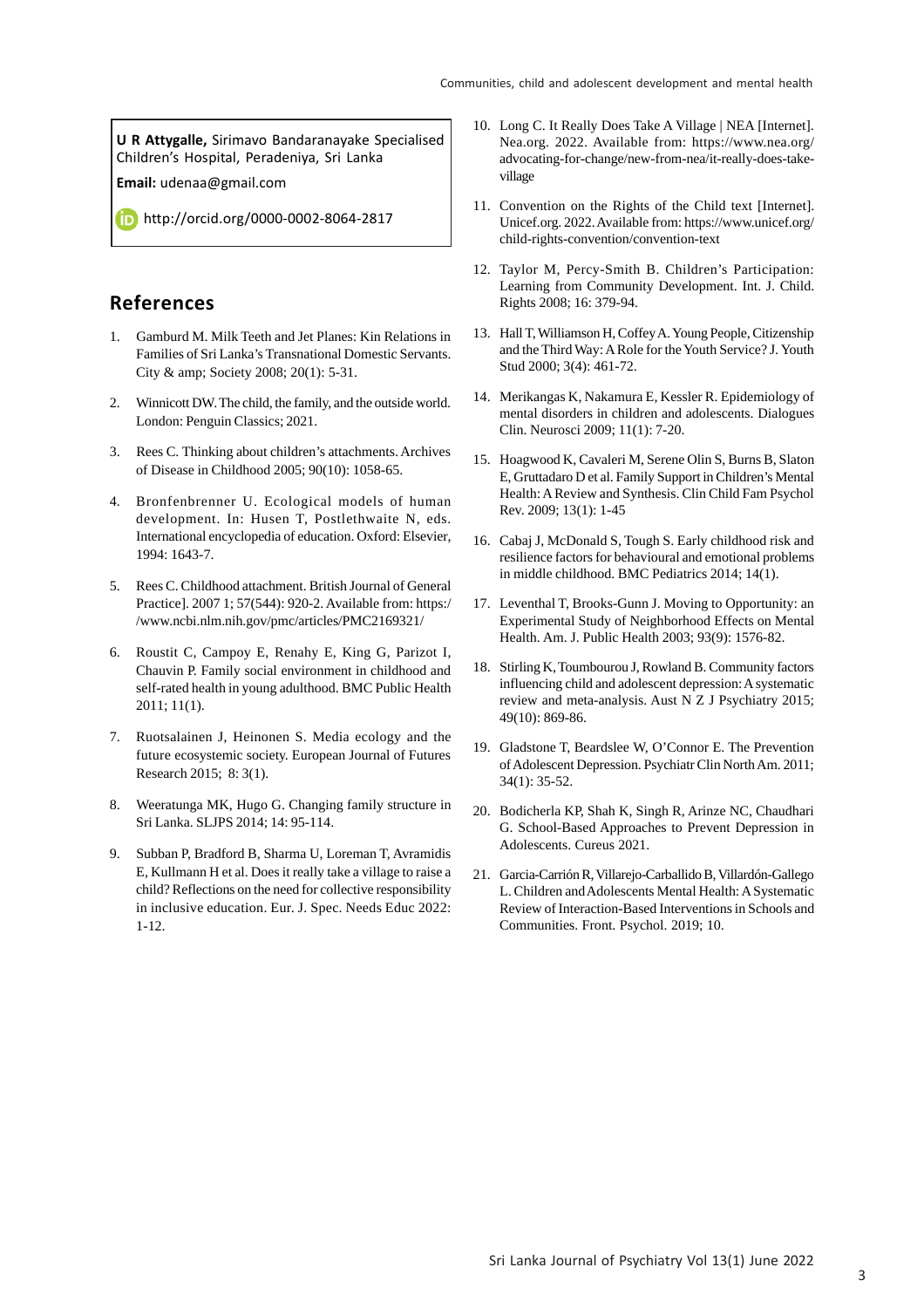**U R Attygalle,** Sirimavo Bandaranayake Specialised Children's Hospital, Peradeniya, Sri Lanka

**Email:** udenaa@gmail.com

http://orcid.org/0000-0002-8064-2817

## References

1. Gamburd M. Milk Teeth and Jet Planes: Kin Relations in Families of Sri Lanka's Transnational Domestic Servants. City & amp; Society 2008; 20(1): 5-31.
2. Winnicott DW. The child, the family, and the outside world. London: Penguin Classics; 2021.
3. Rees C. Thinking about children's attachments. Archives of Disease in Childhood 2005; 90(10): 1058-65.
4. Bronfenbrenner U. Ecological models of human development. In: Husen T, Postlethwaite N, eds. International encyclopedia of education. Oxford: Elsevier, 1994: 1643-7.
5. Rees C. Childhood attachment. British Journal of General Practice]. 2007 1; 57(544): 920-2. Available from: https://www.ncbi.nlm.nih.gov/pmc/articles/PMC2169321/
6. Roustit C, Campoy E, Renahy E, King G, Parizot I, Chauvin P. Family social environment in childhood and self-rated health in young adulthood. BMC Public Health 2011; 11(1).
7. Ruotsalainen J, Heinonen S. Media ecology and the future ecosystemic society. European Journal of Futures Research 2015; 8: 3(1).
8. Weeratunga MK, Hugo G. Changing family structure in Sri Lanka. SLJPS 2014; 14: 95-114.
9. Subban P, Bradford B, Sharma U, Loreman T, Avramidis E, Kullmann H et al. Does it really take a village to raise a child? Reflections on the need for collective responsibility in inclusive education. Eur. J. Spec. Needs Educ 2022: 1-12.
10. Long C. It Really Does Take A Village | NEA [Internet]. Nea.org. 2022. Available from: https://www.nea.org/advocating-for-change/new-from-nea/it-really-does-take-village
11. Convention on the Rights of the Child text [Internet]. Unicef.org. 2022. Available from: https://www.unicef.org/child-rights-convention/convention-text
12. Taylor M, Percy-Smith B. Children's Participation: Learning from Community Development. Int. J. Child. Rights 2008; 16: 379-94.
13. Hall T, Williamson H, Coffey A. Young People, Citizenship and the Third Way: A Role for the Youth Service? J. Youth Stud 2000; 3(4): 461-72.
14. Merikangas K, Nakamura E, Kessler R. Epidemiology of mental disorders in children and adolescents. Dialogues Clin. Neurosci 2009; 11(1): 7-20.
15. Hoagwood K, Cavaleri M, Serene Olin S, Burns B, Slaton E, Gruttadaro D et al. Family Support in Children's Mental Health: A Review and Synthesis. Clin Child Fam Psychol Rev. 2009; 13(1): 1-45
16. Cabaj J, McDonald S, Tough S. Early childhood risk and resilience factors for behavioural and emotional problems in middle childhood. BMC Pediatrics 2014; 14(1).
17. Leventhal T, Brooks-Gunn J. Moving to Opportunity: an Experimental Study of Neighborhood Effects on Mental Health. Am. J. Public Health 2003; 93(9): 1576-82.
18. Stirling K, Toumbourou J, Rowland B. Community factors influencing child and adolescent depression: A systematic review and meta-analysis. Aust N Z J Psychiatry 2015; 49(10): 869-86.
19. Gladstone T, Beardslee W, O'Connor E. The Prevention of Adolescent Depression. Psychiatr Clin North Am. 2011; 34(1): 35-52.
20. Bodicherla KP, Shah K, Singh R, Arinze NC, Chaudhari G. School-Based Approaches to Prevent Depression in Adolescents. Cureus 2021.
21. Garcia-Carrión R, Villarejo-Carballido B, Villardón-Gallego L. Children and Adolescents Mental Health: A Systematic Review of Interaction-Based Interventions in Schools and Communities. Front. Psychol. 2019; 10.